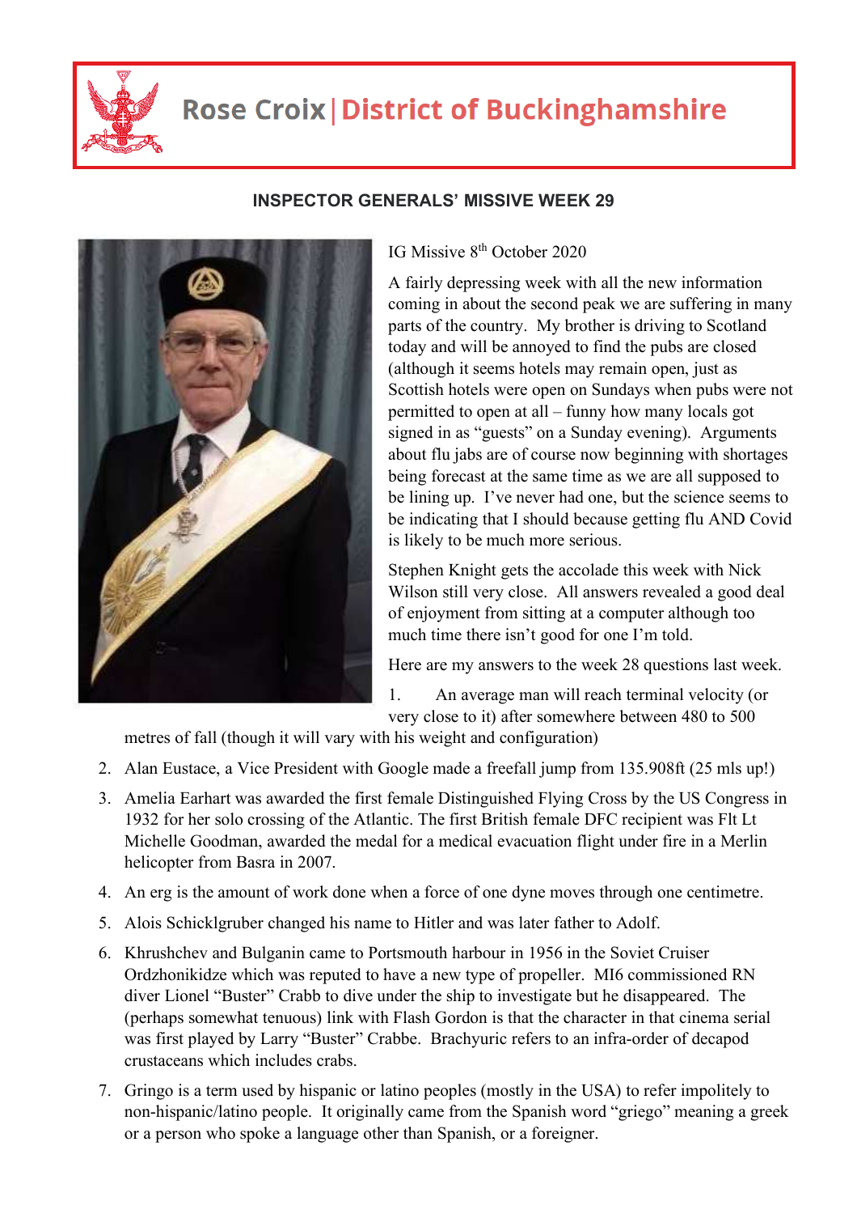# Rose Croix | District of Buckinghamshire

**INSPECTOR GENERALS' MISSIVE WEEK 29**

IG Missive 8th October 2020

A fairly depressing week with all the new information coming in about the second peak we are suffering in many parts of the country. My brother is driving to Scotland today and will be annoyed to find the pubs are closed (although it seems hotels may remain open, just as Scottish hotels were open on Sundays when pubs were not permitted to open at all – funny how many locals got signed in as "guests" on a Sunday evening). Arguments about flu jabs are of course now beginning with shortages being forecast at the same time as we are all supposed to be lining up. I've never had one, but the science seems to be indicating that I should because getting flu AND Covid is likely to be much more serious.

Stephen Knight gets the accolade this week with Nick Wilson still very close. All answers revealed a good deal of enjoyment from sitting at a computer although too much time there isn't good for one I'm told.

Here are my answers to the week 28 questions last week.

1. An average man will reach terminal velocity (or very close to it) after somewhere between 480 to 500 metres of fall (though it will vary with his weight and configuration)
2. Alan Eustace, a Vice President with Google made a freefall jump from 135.908ft (25 mls up!)
3. Amelia Earhart was awarded the first female Distinguished Flying Cross by the US Congress in 1932 for her solo crossing of the Atlantic. The first British female DFC recipient was Flt Lt Michelle Goodman, awarded the medal for a medical evacuation flight under fire in a Merlin helicopter from Basra in 2007.
4. An erg is the amount of work done when a force of one dyne moves through one centimetre.
5. Alois Schicklgruber changed his name to Hitler and was later father to Adolf.
6. Khrushchev and Bulganin came to Portsmouth harbour in 1956 in the Soviet Cruiser Ordzhonikidze which was reputed to have a new type of propeller. MI6 commissioned RN diver Lionel "Buster" Crabb to dive under the ship to investigate but he disappeared. The (perhaps somewhat tenuous) link with Flash Gordon is that the character in that cinema serial was first played by Larry "Buster" Crabbe. Brachyuric refers to an infra-order of decapod crustaceans which includes crabs.
7. Gringo is a term used by hispanic or latino peoples (mostly in the USA) to refer impolitely to non-hispanic/latino people. It originally came from the Spanish word "griego" meaning a greek or a person who spoke a language other than Spanish, or a foreigner.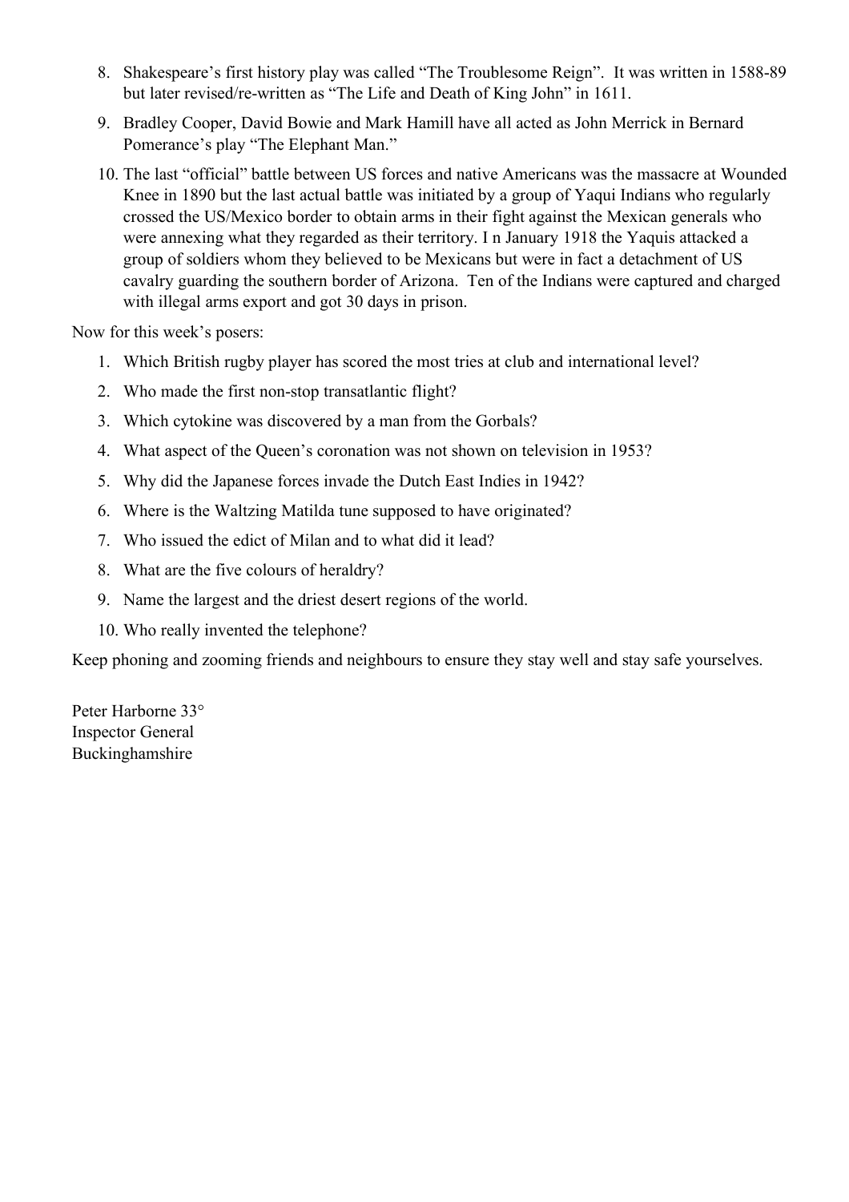8. Shakespeare's first history play was called "The Troublesome Reign". It was written in 1588-89 but later revised/re-written as "The Life and Death of King John" in 1611.
9. Bradley Cooper, David Bowie and Mark Hamill have all acted as John Merrick in Bernard Pomerance's play "The Elephant Man."
10. The last "official" battle between US forces and native Americans was the massacre at Wounded Knee in 1890 but the last actual battle was initiated by a group of Yaqui Indians who regularly crossed the US/Mexico border to obtain arms in their fight against the Mexican generals who were annexing what they regarded as their territory. I n January 1918 the Yaquis attacked a group of soldiers whom they believed to be Mexicans but were in fact a detachment of US cavalry guarding the southern border of Arizona. Ten of the Indians were captured and charged with illegal arms export and got 30 days in prison.

Now for this week's posers:

1. Which British rugby player has scored the most tries at club and international level?
2. Who made the first non-stop transatlantic flight?
3. Which cytokine was discovered by a man from the Gorbals?
4. What aspect of the Queen's coronation was not shown on television in 1953?
5. Why did the Japanese forces invade the Dutch East Indies in 1942?
6. Where is the Waltzing Matilda tune supposed to have originated?
7. Who issued the edict of Milan and to what did it lead?
8. What are the five colours of heraldry?
9. Name the largest and the driest desert regions of the world.
10. Who really invented the telephone?

Keep phoning and zooming friends and neighbours to ensure they stay well and stay safe yourselves.

Peter Harborne 33°
Inspector General
Buckinghamshire